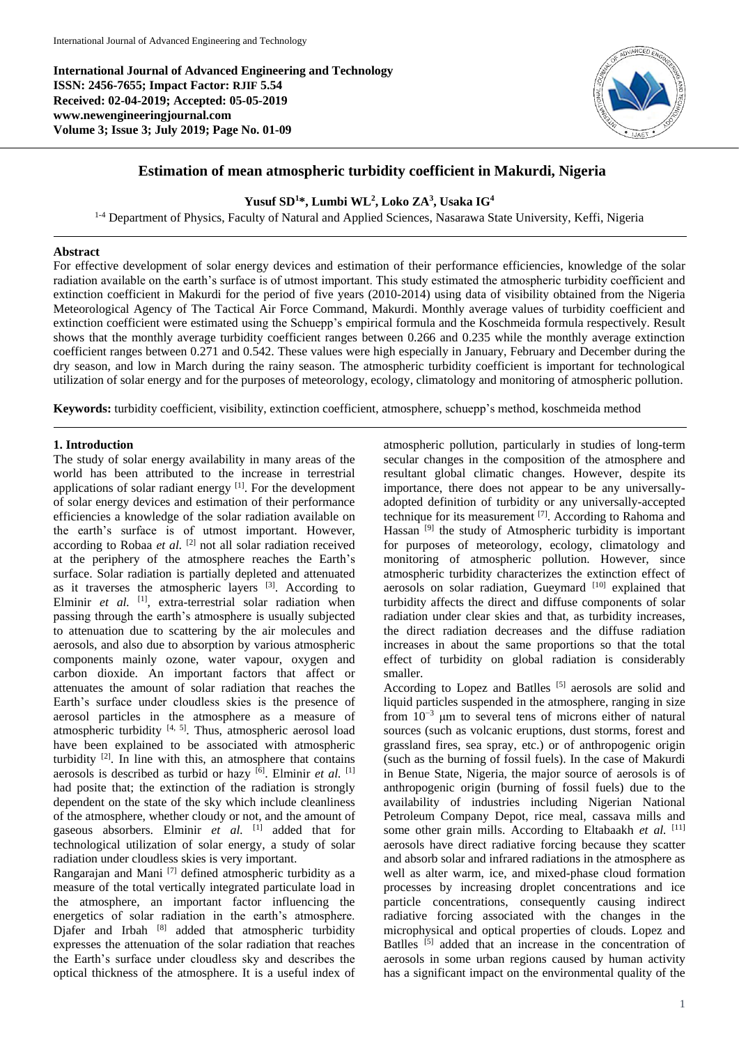**International Journal of Advanced Engineering and Technology**
**ISSN: 2456-7655; Impact Factor: RJIF 5.54**
**Received: 02-04-2019; Accepted: 05-05-2019**
**www.newengineeringjournal.com**
**Volume 3; Issue 3; July 2019; Page No. 01-09**

# Estimation of mean atmospheric turbidity coefficient in Makurdi, Nigeria

**Yusuf SD[1]*, Lumbi WL[2], Loko ZA[3], Usaka IG[4]**

[1-4] Department of Physics, Faculty of Natural and Applied Sciences, Nasarawa State University, Keffi, Nigeria

## Abstract

For effective development of solar energy devices and estimation of their performance efficiencies, knowledge of the solar radiation available on the earth's surface is of utmost important. This study estimated the atmospheric turbidity coefficient and extinction coefficient in Makurdi for the period of five years (2010-2014) using data of visibility obtained from the Nigeria Meteorological Agency of The Tactical Air Force Command, Makurdi. Monthly average values of turbidity coefficient and extinction coefficient were estimated using the Schuepp's empirical formula and the Koschmeida formula respectively. Result shows that the monthly average turbidity coefficient ranges between 0.266 and 0.235 while the monthly average extinction coefficient ranges between 0.271 and 0.542. These values were high especially in January, February and December during the dry season, and low in March during the rainy season. The atmospheric turbidity coefficient is important for technological utilization of solar energy and for the purposes of meteorology, ecology, climatology and monitoring of atmospheric pollution.

**Keywords:** turbidity coefficient, visibility, extinction coefficient, atmosphere, schuepp's method, koschmeida method

## 1. Introduction

The study of solar energy availability in many areas of the world has been attributed to the increase in terrestrial applications of solar radiant energy [1]. For the development of solar energy devices and estimation of their performance efficiencies a knowledge of the solar radiation available on the earth's surface is of utmost important. However, according to Robaa *et al.* [2] not all solar radiation received at the periphery of the atmosphere reaches the Earth's surface. Solar radiation is partially depleted and attenuated as it traverses the atmospheric layers [3]. According to Elminir *et al.* [1], extra-terrestrial solar radiation when passing through the earth's atmosphere is usually subjected to attenuation due to scattering by the air molecules and aerosols, and also due to absorption by various atmospheric components mainly ozone, water vapour, oxygen and carbon dioxide. An important factors that affect or attenuates the amount of solar radiation that reaches the Earth's surface under cloudless skies is the presence of aerosol particles in the atmosphere as a measure of atmospheric turbidity [4, 5]. Thus, atmospheric aerosol load have been explained to be associated with atmospheric turbidity [2]. In line with this, an atmosphere that contains aerosols is described as turbid or hazy [6]. Elminir *et al.* [1] had posite that; the extinction of the radiation is strongly dependent on the state of the sky which include cleanliness of the atmosphere, whether cloudy or not, and the amount of gaseous absorbers. Elminir *et al.* [1] added that for technological utilization of solar energy, a study of solar radiation under cloudless skies is very important.

Rangarajan and Mani [7] defined atmospheric turbidity as a measure of the total vertically integrated particulate load in the atmosphere, an important factor influencing the energetics of solar radiation in the earth's atmosphere. Djafer and Irbah [8] added that atmospheric turbidity expresses the attenuation of the solar radiation that reaches the Earth's surface under cloudless sky and describes the optical thickness of the atmosphere. It is a useful index of atmospheric pollution, particularly in studies of long-term secular changes in the composition of the atmosphere and resultant global climatic changes. However, despite its importance, there does not appear to be any universally-adopted definition of turbidity or any universally-accepted technique for its measurement [7]. According to Rahoma and Hassan [9] the study of Atmospheric turbidity is important for purposes of meteorology, ecology, climatology and monitoring of atmospheric pollution. However, since atmospheric turbidity characterizes the extinction effect of aerosols on solar radiation, Gueymard [10] explained that turbidity affects the direct and diffuse components of solar radiation under clear skies and that, as turbidity increases, the direct radiation decreases and the diffuse radiation increases in about the same proportions so that the total effect of turbidity on global radiation is considerably smaller.

According to Lopez and Batlles [5] aerosols are solid and liquid particles suspended in the atmosphere, ranging in size from $10^{-3}$ μm to several tens of microns either of natural sources (such as volcanic eruptions, dust storms, forest and grassland fires, sea spray, etc.) or of anthropogenic origin (such as the burning of fossil fuels). In the case of Makurdi in Benue State, Nigeria, the major source of aerosols is of anthropogenic origin (burning of fossil fuels) due to the availability of industries including Nigerian National Petroleum Company Depot, rice meal, cassava mills and some other grain mills. According to Eltabaakh *et al.* [11] aerosols have direct radiative forcing because they scatter and absorb solar and infrared radiations in the atmosphere as well as alter warm, ice, and mixed-phase cloud formation processes by increasing droplet concentrations and ice particle concentrations, consequently causing indirect radiative forcing associated with the changes in the microphysical and optical properties of clouds. Lopez and Batlles [5] added that an increase in the concentration of aerosols in some urban regions caused by human activity has a significant impact on the environmental quality of the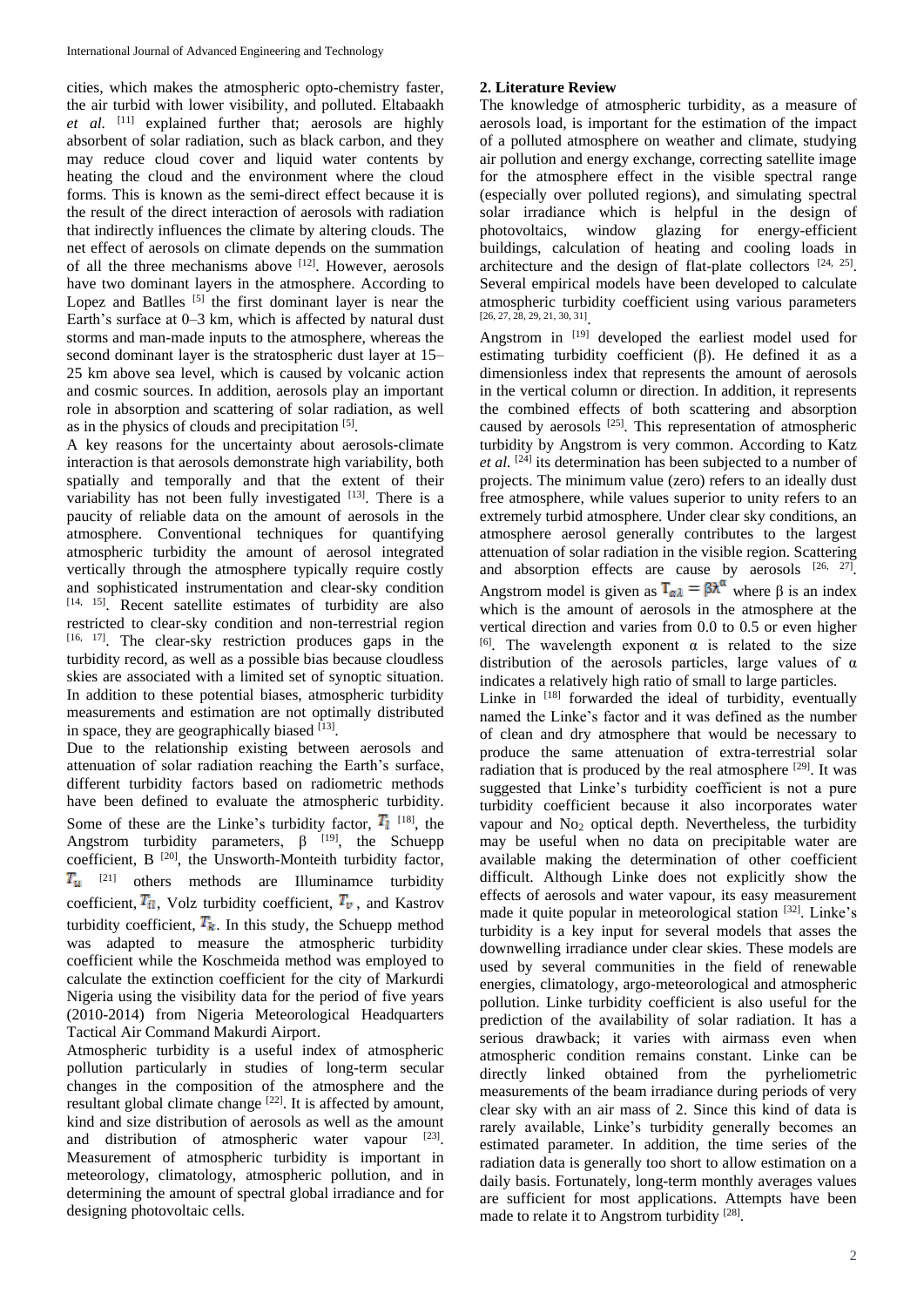cities, which makes the atmospheric opto-chemistry faster, the air turbid with lower visibility, and polluted. Eltabaakh *et al.* [11] explained further that; aerosols are highly absorbent of solar radiation, such as black carbon, and they may reduce cloud cover and liquid water contents by heating the cloud and the environment where the cloud forms. This is known as the semi-direct effect because it is the result of the direct interaction of aerosols with radiation that indirectly influences the climate by altering clouds. The net effect of aerosols on climate depends on the summation of all the three mechanisms above [12]. However, aerosols have two dominant layers in the atmosphere. According to Lopez and Batlles [5] the first dominant layer is near the Earth's surface at 0–3 km, which is affected by natural dust storms and man-made inputs to the atmosphere, whereas the second dominant layer is the stratospheric dust layer at 15–25 km above sea level, which is caused by volcanic action and cosmic sources. In addition, aerosols play an important role in absorption and scattering of solar radiation, as well as in the physics of clouds and precipitation [5].

A key reasons for the uncertainty about aerosols-climate interaction is that aerosols demonstrate high variability, both spatially and temporally and that the extent of their variability has not been fully investigated [13]. There is a paucity of reliable data on the amount of aerosols in the atmosphere. Conventional techniques for quantifying atmospheric turbidity the amount of aerosol integrated vertically through the atmosphere typically require costly and sophisticated instrumentation and clear-sky condition [14, 15]. Recent satellite estimates of turbidity are also restricted to clear-sky condition and non-terrestrial region [16, 17]. The clear-sky restriction produces gaps in the turbidity record, as well as a possible bias because cloudless skies are associated with a limited set of synoptic situation. In addition to these potential biases, atmospheric turbidity measurements and estimation are not optimally distributed in space, they are geographically biased [13].

Due to the relationship existing between aerosols and attenuation of solar radiation reaching the Earth's surface, different turbidity factors based on radiometric methods have been defined to evaluate the atmospheric turbidity. Some of these are the Linke's turbidity factor, $T_l$ [18], the Angstrom turbidity parameters, β [19], the Schuepp coefficient, B [20], the Unsworth-Monteith turbidity factor, $T_u$ [21] others methods are Illuminamce turbidity coefficient, $T_{il}$, Volz turbidity coefficient, $T_v$, and Kastrov turbidity coefficient, $T_k$. In this study, the Schuepp method was adapted to measure the atmospheric turbidity coefficient while the Koschmeida method was employed to calculate the extinction coefficient for the city of Markurdi Nigeria using the visibility data for the period of five years (2010-2014) from Nigeria Meteorological Headquarters Tactical Air Command Makurdi Airport.

Atmospheric turbidity is a useful index of atmospheric pollution particularly in studies of long-term secular changes in the composition of the atmosphere and the resultant global climate change [22]. It is affected by amount, kind and size distribution of aerosols as well as the amount and distribution of atmospheric water vapour [23]. Measurement of atmospheric turbidity is important in meteorology, climatology, atmospheric pollution, and in determining the amount of spectral global irradiance and for designing photovoltaic cells.

## 2. Literature Review

The knowledge of atmospheric turbidity, as a measure of aerosols load, is important for the estimation of the impact of a polluted atmosphere on weather and climate, studying air pollution and energy exchange, correcting satellite image for the atmosphere effect in the visible spectral range (especially over polluted regions), and simulating spectral solar irradiance which is helpful in the design of photovoltaics, window glazing for energy-efficient buildings, calculation of heating and cooling loads in architecture and the design of flat-plate collectors [24, 25]. Several empirical models have been developed to calculate atmospheric turbidity coefficient using various parameters [26, 27, 28, 29, 21, 30, 31].

Angstrom in [19] developed the earliest model used for estimating turbidity coefficient (β). He defined it as a dimensionless index that represents the amount of aerosols in the vertical column or direction. In addition, it represents the combined effects of both scattering and absorption caused by aerosols [25]. This representation of atmospheric turbidity by Angstrom is very common. According to Katz *et al.* [24] its determination has been subjected to a number of projects. The minimum value (zero) refers to an ideally dust free atmosphere, while values superior to unity refers to an extremely turbid atmosphere. Under clear sky conditions, an atmosphere aerosol generally contributes to the largest attenuation of solar radiation in the visible region. Scattering and absorption effects are cause by aerosols [26, 27].

Angstrom model is given as $T_{a\lambda} = \beta\lambda^{\alpha}$ where β is an index which is the amount of aerosols in the atmosphere at the vertical direction and varies from 0.0 to 0.5 or even higher [6]. The wavelength exponent α is related to the size distribution of the aerosols particles, large values of α indicates a relatively high ratio of small to large particles.

Linke in [18] forwarded the ideal of turbidity, eventually named the Linke's factor and it was defined as the number of clean and dry atmosphere that would be necessary to produce the same attenuation of extra-terrestrial solar radiation that is produced by the real atmosphere [29]. It was suggested that Linke's turbidity coefficient is not a pure turbidity coefficient because it also incorporates water vapour and $No_2$ optical depth. Nevertheless, the turbidity may be useful when no data on precipitable water are available making the determination of other coefficient difficult. Although Linke does not explicitly show the effects of aerosols and water vapour, its easy measurement made it quite popular in meteorological station [32]. Linke's turbidity is a key input for several models that asses the downwelling irradiance under clear skies. These models are used by several communities in the field of renewable energies, climatology, argo-meteorological and atmospheric pollution. Linke turbidity coefficient is also useful for the prediction of the availability of solar radiation. It has a serious drawback; it varies with airmass even when atmospheric condition remains constant. Linke can be directly linked obtained from the pyrheliometric measurements of the beam irradiance during periods of very clear sky with an air mass of 2. Since this kind of data is rarely available, Linke's turbidity generally becomes an estimated parameter. In addition, the time series of the radiation data is generally too short to allow estimation on a daily basis. Fortunately, long-term monthly averages values are sufficient for most applications. Attempts have been made to relate it to Angstrom turbidity [28].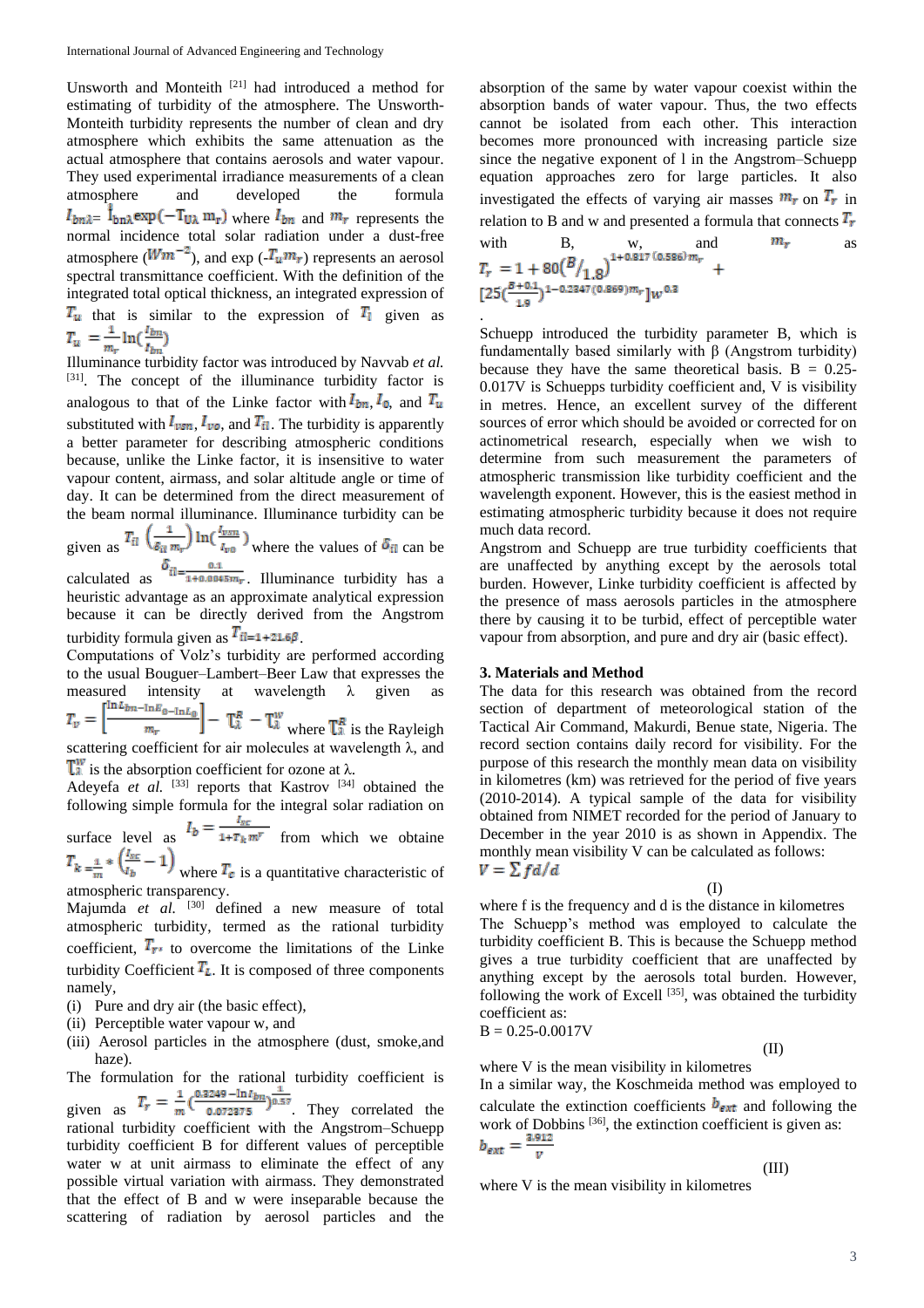Unsworth and Monteith [21] had introduced a method for estimating of turbidity of the atmosphere. The Unsworth-Monteith turbidity represents the number of clean and dry atmosphere which exhibits the same attenuation as the actual atmosphere that contains aerosols and water vapour. They used experimental irradiance measurements of a clean atmosphere and developed the formula $I_{bn\lambda} = I_{bn\lambda}\exp(-T_{U\lambda}\, m_r)$ where $I_{bn}$ and $m_r$ represents the normal incidence total solar radiation under a dust-free atmosphere ($Wm^{-2}$), and $\exp(-T_u m_r)$ represents an aerosol spectral transmittance coefficient. With the definition of the integrated total optical thickness, an integrated expression of $T_u$ that is similar to the expression of $T_l$ given as $T_u = \frac{1}{m_r}\ln(\frac{I_{bn}}{I_{bn}})$

Illuminance turbidity factor was introduced by Navvab *et al.* [31]. The concept of the illuminance turbidity factor is analogous to that of the Linke factor with $I_{bn}$, $I_0$, and $T_u$ substituted with $I_{vsn}$, $I_{vo}$, and $T_{il}$. The turbidity is apparently a better parameter for describing atmospheric conditions because, unlike the Linke factor, it is insensitive to water vapour content, airmass, and solar altitude angle or time of day. It can be determined from the direct measurement of the beam normal illuminance. Illuminance turbidity can be given as $T_{il}\left(\frac{1}{\delta_{il}\, m_r}\right)\ln(\frac{I_{vsn}}{I_{v0}})$ where the values of $\delta_{il}$ can be calculated as $\delta_{il} = \frac{0.1}{1+0.0045 m_r}$. Illuminance turbidity has a heuristic advantage as an approximate analytical expression because it can be directly derived from the Angstrom turbidity formula given as $T_{il} = 1 + 21.6\beta$.

Computations of Volz's turbidity are performed according to the usual Bouguer–Lambert–Beer Law that expresses the measured intensity at wavelength λ given as $T_v = \left[\frac{\ln L_{bn} - \ln E_0 - \ln L_0}{m_r}\right] - T_\lambda^R - T_\lambda^W$ where $T_\lambda^R$ is the Rayleigh scattering coefficient for air molecules at wavelength λ, and $T_\lambda^W$ is the absorption coefficient for ozone at λ.

Adeyefa *et al.* [33] reports that Kastrov [34] obtained the following simple formula for the integral solar radiation on surface level as $I_b = \frac{I_{sc}}{1+T_k m^r}$ from which we obtaine $T_k = \frac{1}{m} * \left(\frac{I_{sc}}{I_b} - 1\right)$ where $T_c$ is a quantitative characteristic of atmospheric transparency.

Majumda *et al.* [30] defined a new measure of total atmospheric turbidity, termed as the rational turbidity coefficient, $T_r$, to overcome the limitations of the Linke turbidity Coefficient $T_L$. It is composed of three components namely,

(i) Pure and dry air (the basic effect),
(ii) Perceptible water vapour w, and
(iii) Aerosol particles in the atmosphere (dust, smoke,and haze).

The formulation for the rational turbidity coefficient is given as $T_r = \frac{1}{m}\left(\frac{0.8249 - \ln I_{bn}}{0.072875}\right)^{\frac{1}{0.57}}$. They correlated the rational turbidity coefficient with the Angstrom–Schuepp turbidity coefficient B for different values of perceptible water w at unit airmass to eliminate the effect of any possible virtual variation with airmass. They demonstrated that the effect of B and w were inseparable because the scattering of radiation by aerosol particles and the absorption of the same by water vapour coexist within the absorption bands of water vapour. Thus, the two effects cannot be isolated from each other. This interaction becomes more pronounced with increasing particle size since the negative exponent of l in the Angstrom–Schuepp equation approaches zero for large particles. It also investigated the effects of varying air masses $m_r$ on $T_r$ in relation to B and w and presented a formula that connects $T_r$ with B, w, and $m_r$ as

$$T_r = 1 + 80\left(B/_{1.8}\right)^{1+0.817\,(0.586)\,m_r} + \left[25\left(\frac{B+0.1}{1.9}\right)^{1-0.2847\,(0.869)\,m_r}\right]w^{0.3}$$

.

Schuepp introduced the turbidity parameter B, which is fundamentally based similarly with β (Angstrom turbidity) because they have the same theoretical basis. B = 0.25-0.017V is Schuepps turbidity coefficient and, V is visibility in metres. Hence, an excellent survey of the different sources of error which should be avoided or corrected for on actinometrical research, especially when we wish to determine from such measurement the parameters of atmospheric transmission like turbidity coefficient and the wavelength exponent. However, this is the easiest method in estimating atmospheric turbidity because it does not require much data record.

Angstrom and Schuepp are true turbidity coefficients that are unaffected by anything except by the aerosols total burden. However, Linke turbidity coefficient is affected by the presence of mass aerosols particles in the atmosphere there by causing it to be turbid, effect of perceptible water vapour from absorption, and pure and dry air (basic effect).

## 3. Materials and Method

The data for this research was obtained from the record section of department of meteorological station of the Tactical Air Command, Makurdi, Benue state, Nigeria. The record section contains daily record for visibility. For the purpose of this research the monthly mean data on visibility in kilometres (km) was retrieved for the period of five years (2010-2014). A typical sample of the data for visibility obtained from NIMET recorded for the period of January to December in the year 2010 is as shown in Appendix. The monthly mean visibility V can be calculated as follows:

$$V = \sum fd/d \qquad \text{(I)}$$

where f is the frequency and d is the distance in kilometres

The Schuepp's method was employed to calculate the turbidity coefficient B. This is because the Schuepp method gives a true turbidity coefficient that are unaffected by anything except by the aerosols total burden. However, following the work of Excell [35], was obtained the turbidity coefficient as:

$$B = 0.25 - 0.0017V \qquad \text{(II)}$$

where V is the mean visibility in kilometres

In a similar way, the Koschmeida method was employed to calculate the extinction coefficients $b_{ext}$ and following the work of Dobbins [36], the extinction coefficient is given as:

$$b_{ext} = \frac{3.912}{V} \qquad \text{(III)}$$

where V is the mean visibility in kilometres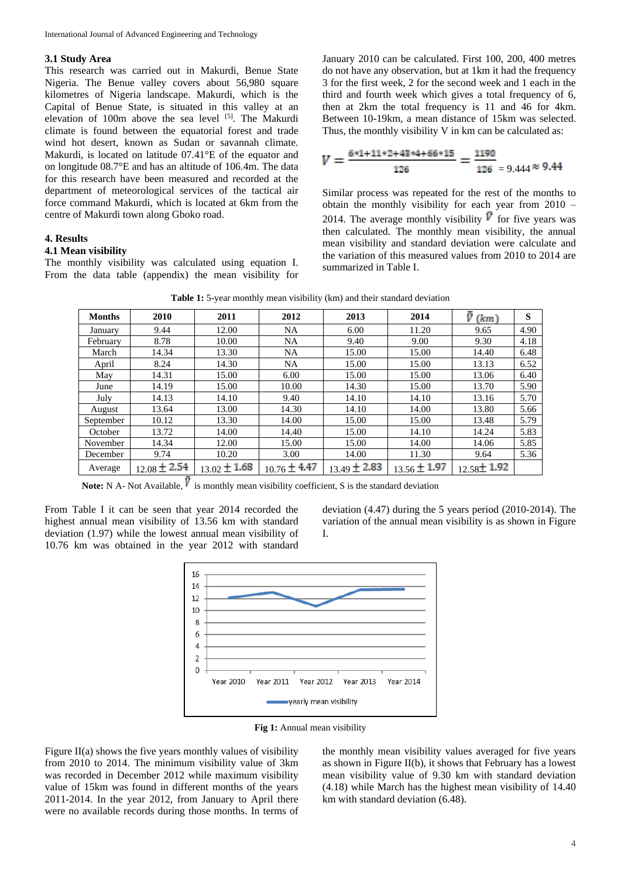### 3.1 Study Area

This research was carried out in Makurdi, Benue State Nigeria. The Benue valley covers about 56,980 square kilometres of Nigeria landscape. Makurdi, which is the Capital of Benue State, is situated in this valley at an elevation of 100m above the sea level [5]. The Makurdi climate is found between the equatorial forest and trade wind hot desert, known as Sudan or savannah climate. Makurdi, is located on latitude 07.41°E of the equator and on longitude 08.7°E and has an altitude of 106.4m. The data for this research have been measured and recorded at the department of meteorological services of the tactical air force command Makurdi, which is located at 6km from the centre of Makurdi town along Gboko road.

## 4. Results

### 4.1 Mean visibility

The monthly visibility was calculated using equation I. From the data table (appendix) the mean visibility for January 2010 can be calculated. First 100, 200, 400 metres do not have any observation, but at 1km it had the frequency 3 for the first week, 2 for the second week and 1 each in the third and fourth week which gives a total frequency of 6, then at 2km the total frequency is 11 and 46 for 4km. Between 10-19km, a mean distance of 15km was selected. Thus, the monthly visibility V in km can be calculated as:

$$V = \frac{6*1+11*2+43*4+66*15}{126} = \frac{1190}{126} = 9.444 \approx 9.44$$

Similar process was repeated for the rest of the months to obtain the monthly visibility for each year from 2010 – 2014. The average monthly visibility $\bar{V}$ for five years was then calculated. The monthly mean visibility, the annual mean visibility and standard deviation were calculate and the variation of this measured values from 2010 to 2014 are summarized in Table I.

**Table 1:** 5-year monthly mean visibility (km) and their standard deviation

| Months | 2010 | 2011 | 2012 | 2013 | 2014 | $\bar{\bar{V}}$ (km) | S |
|---|---|---|---|---|---|---|---|
| January | 9.44 | 12.00 | NA | 6.00 | 11.20 | 9.65 | 4.90 |
| February | 8.78 | 10.00 | NA | 9.40 | 9.00 | 9.30 | 4.18 |
| March | 14.34 | 13.30 | NA | 15.00 | 15.00 | 14.40 | 6.48 |
| April | 8.24 | 14.30 | NA | 15.00 | 15.00 | 13.13 | 6.52 |
| May | 14.31 | 15.00 | 6.00 | 15.00 | 15.00 | 13.06 | 6.40 |
| June | 14.19 | 15.00 | 10.00 | 14.30 | 15.00 | 13.70 | 5.90 |
| July | 14.13 | 14.10 | 9.40 | 14.10 | 14.10 | 13.16 | 5.70 |
| August | 13.64 | 13.00 | 14.30 | 14.10 | 14.00 | 13.80 | 5.66 |
| September | 10.12 | 13.30 | 14.00 | 15.00 | 15.00 | 13.48 | 5.79 |
| October | 13.72 | 14.00 | 14.40 | 15.00 | 14.10 | 14.24 | 5.83 |
| November | 14.34 | 12.00 | 15.00 | 15.00 | 14.00 | 14.06 | 5.85 |
| December | 9.74 | 10.20 | 3.00 | 14.00 | 11.30 | 9.64 | 5.36 |
| Average | $12.08 \pm 2.54$ | $13.02 \pm 1.68$ | $10.76 \pm 4.47$ | $13.49 \pm 2.83$ | $13.56 \pm 1.97$ | $12.58 \pm 1.92$ | |

**Note:** N A- Not Available, $\bar{V}$ is monthly mean visibility coefficient, S is the standard deviation

From Table I it can be seen that year 2014 recorded the highest annual mean visibility of 13.56 km with standard deviation (1.97) while the lowest annual mean visibility of 10.76 km was obtained in the year 2012 with standard deviation (4.47) during the 5 years period (2010-2014). The variation of the annual mean visibility is as shown in Figure I.

**Fig 1:** Annual mean visibility

Figure II(a) shows the five years monthly values of visibility from 2010 to 2014. The minimum visibility value of 3km was recorded in December 2012 while maximum visibility value of 15km was found in different months of the years 2011-2014. In the year 2012, from January to April there were no available records during those months. In terms of the monthly mean visibility values averaged for five years as shown in Figure II(b), it shows that February has a lowest mean visibility value of 9.30 km with standard deviation (4.18) while March has the highest mean visibility of 14.40 km with standard deviation (6.48).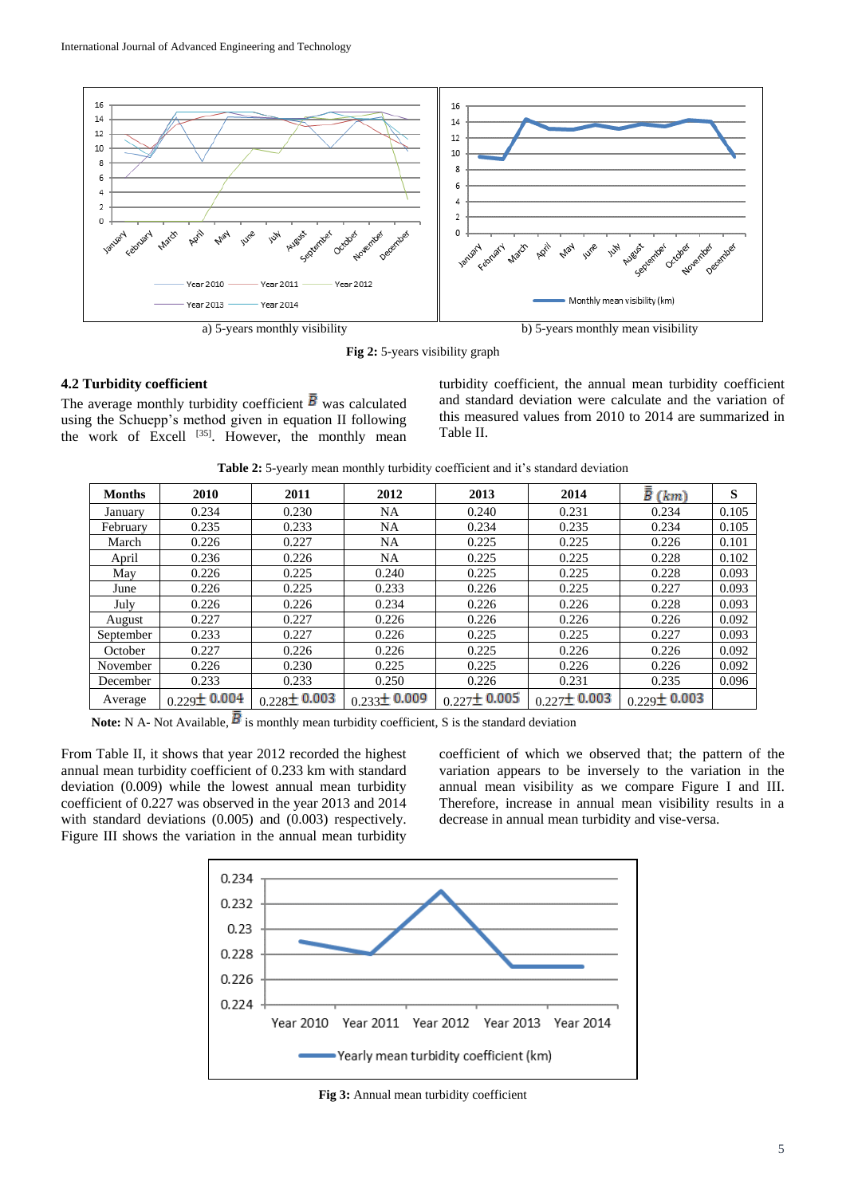a) 5-years monthly visibility

b) 5-years monthly mean visibility

**Fig 2:** 5-years visibility graph

### 4.2 Turbidity coefficient

The average monthly turbidity coefficient $\bar{B}$ was calculated using the Schuepp's method given in equation II following the work of Excell [35]. However, the monthly mean turbidity coefficient, the annual mean turbidity coefficient and standard deviation were calculate and the variation of this measured values from 2010 to 2014 are summarized in Table II.

**Table 2:** 5-yearly mean monthly turbidity coefficient and it's standard deviation

| Months | 2010 | 2011 | 2012 | 2013 | 2014 | $\bar{\bar{B}}$ (km) | S |
|---|---|---|---|---|---|---|---|
| January | 0.234 | 0.230 | NA | 0.240 | 0.231 | 0.234 | 0.105 |
| February | 0.235 | 0.233 | NA | 0.234 | 0.235 | 0.234 | 0.105 |
| March | 0.226 | 0.227 | NA | 0.225 | 0.225 | 0.226 | 0.101 |
| April | 0.236 | 0.226 | NA | 0.225 | 0.225 | 0.228 | 0.102 |
| May | 0.226 | 0.225 | 0.240 | 0.225 | 0.225 | 0.228 | 0.093 |
| June | 0.226 | 0.225 | 0.233 | 0.226 | 0.225 | 0.227 | 0.093 |
| July | 0.226 | 0.226 | 0.234 | 0.226 | 0.226 | 0.228 | 0.093 |
| August | 0.227 | 0.227 | 0.226 | 0.226 | 0.226 | 0.226 | 0.092 |
| September | 0.233 | 0.227 | 0.226 | 0.225 | 0.225 | 0.227 | 0.093 |
| October | 0.227 | 0.226 | 0.226 | 0.225 | 0.226 | 0.226 | 0.092 |
| November | 0.226 | 0.230 | 0.225 | 0.225 | 0.226 | 0.226 | 0.092 |
| December | 0.233 | 0.233 | 0.250 | 0.226 | 0.231 | 0.235 | 0.096 |
| Average | $0.229 \pm 0.004$ | $0.228 \pm 0.003$ | $0.233 \pm 0.009$ | $0.227 \pm 0.005$ | $0.227 \pm 0.003$ | $0.229 \pm 0.003$ | |

**Note:** N A- Not Available, $\bar{B}$ is monthly mean turbidity coefficient, S is the standard deviation

From Table II, it shows that year 2012 recorded the highest annual mean turbidity coefficient of 0.233 km with standard deviation (0.009) while the lowest annual mean turbidity coefficient of 0.227 was observed in the year 2013 and 2014 with standard deviations (0.005) and (0.003) respectively. Figure III shows the variation in the annual mean turbidity coefficient of which we observed that; the pattern of the variation appears to be inversely to the variation in the annual mean visibility as we compare Figure I and III. Therefore, increase in annual mean visibility results in a decrease in annual mean turbidity and vise-versa.

**Fig 3:** Annual mean turbidity coefficient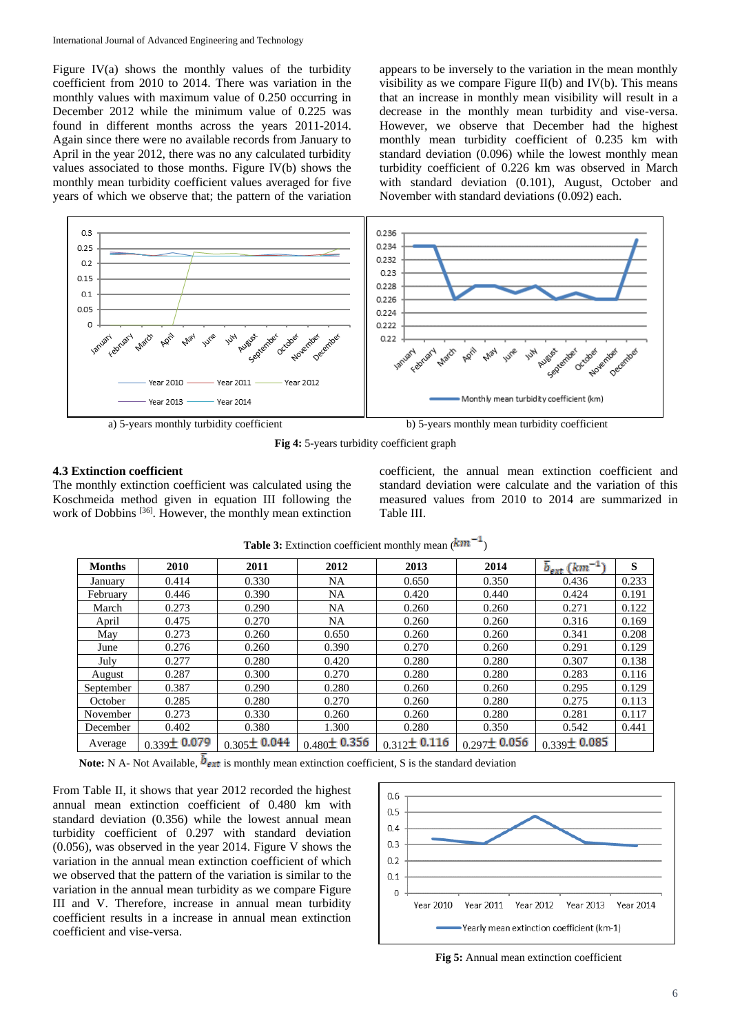Figure IV(a) shows the monthly values of the turbidity coefficient from 2010 to 2014. There was variation in the monthly values with maximum value of 0.250 occurring in December 2012 while the minimum value of 0.225 was found in different months across the years 2011-2014. Again since there were no available records from January to April in the year 2012, there was not any calculated turbidity values associated to those months. Figure IV(b) shows the monthly mean turbidity coefficient values averaged for five years of which we observe that; the pattern of the variation appears to be inversely to the variation in the mean monthly visibility as we compare Figure II(b) and IV(b). This means that an increase in monthly mean visibility will result in a decrease in the monthly mean turbidity and vise-versa. However, we observe that December had the highest monthly mean turbidity coefficient of 0.235 km with standard deviation (0.096) while the lowest monthly mean turbidity coefficient of 0.226 km was observed in March with standard deviation (0.101), August, October and November with standard deviations (0.092) each.

a) 5-years monthly turbidity coefficient

b) 5-years monthly mean turbidity coefficient

**Fig 4:** 5-years turbidity coefficient graph

### 4.3 Extinction coefficient

The monthly extinction coefficient was calculated using the Koschmeida method given in equation III following the work of Dobbins [36]. However, the monthly mean extinction coefficient, the annual mean extinction coefficient and standard deviation were calculate and the variation of this measured values from 2010 to 2014 are summarized in Table III.

**Table 3:** Extinction coefficient monthly mean ($km^{-1}$)

| Months | 2010 | 2011 | 2012 | 2013 | 2014 | $\bar{b}_{ext}$ ($km^{-1}$) | S |
|---|---|---|---|---|---|---|---|
| January | 0.414 | 0.330 | NA | 0.650 | 0.350 | 0.436 | 0.233 |
| February | 0.446 | 0.390 | NA | 0.420 | 0.440 | 0.424 | 0.191 |
| March | 0.273 | 0.290 | NA | 0.260 | 0.260 | 0.271 | 0.122 |
| April | 0.475 | 0.270 | NA | 0.260 | 0.260 | 0.316 | 0.169 |
| May | 0.273 | 0.260 | 0.650 | 0.260 | 0.260 | 0.341 | 0.208 |
| June | 0.276 | 0.260 | 0.390 | 0.270 | 0.260 | 0.291 | 0.129 |
| July | 0.277 | 0.280 | 0.420 | 0.280 | 0.280 | 0.307 | 0.138 |
| August | 0.287 | 0.300 | 0.270 | 0.280 | 0.280 | 0.283 | 0.116 |
| September | 0.387 | 0.290 | 0.280 | 0.260 | 0.260 | 0.295 | 0.129 |
| October | 0.285 | 0.280 | 0.270 | 0.260 | 0.280 | 0.275 | 0.113 |
| November | 0.273 | 0.330 | 0.260 | 0.260 | 0.280 | 0.281 | 0.117 |
| December | 0.402 | 0.380 | 1.300 | 0.280 | 0.350 | 0.542 | 0.441 |
| Average | 0.339 ± 0.079 | 0.305 ± 0.044 | 0.480 ± 0.356 | 0.312 ± 0.116 | 0.297 ± 0.056 | 0.339 ± 0.085 | |

**Note:** N A- Not Available, $\bar{b}_{ext}$ is monthly mean extinction coefficient, S is the standard deviation

From Table II, it shows that year 2012 recorded the highest annual mean extinction coefficient of 0.480 km with standard deviation (0.356) while the lowest annual mean turbidity coefficient of 0.297 with standard deviation (0.056), was observed in the year 2014. Figure V shows the variation in the annual mean extinction coefficient of which we observed that the pattern of the variation is similar to the variation in the annual mean turbidity as we compare Figure III and V. Therefore, increase in annual mean turbidity coefficient results in a increase in annual mean extinction coefficient and vise-versa.

**Fig 5:** Annual mean extinction coefficient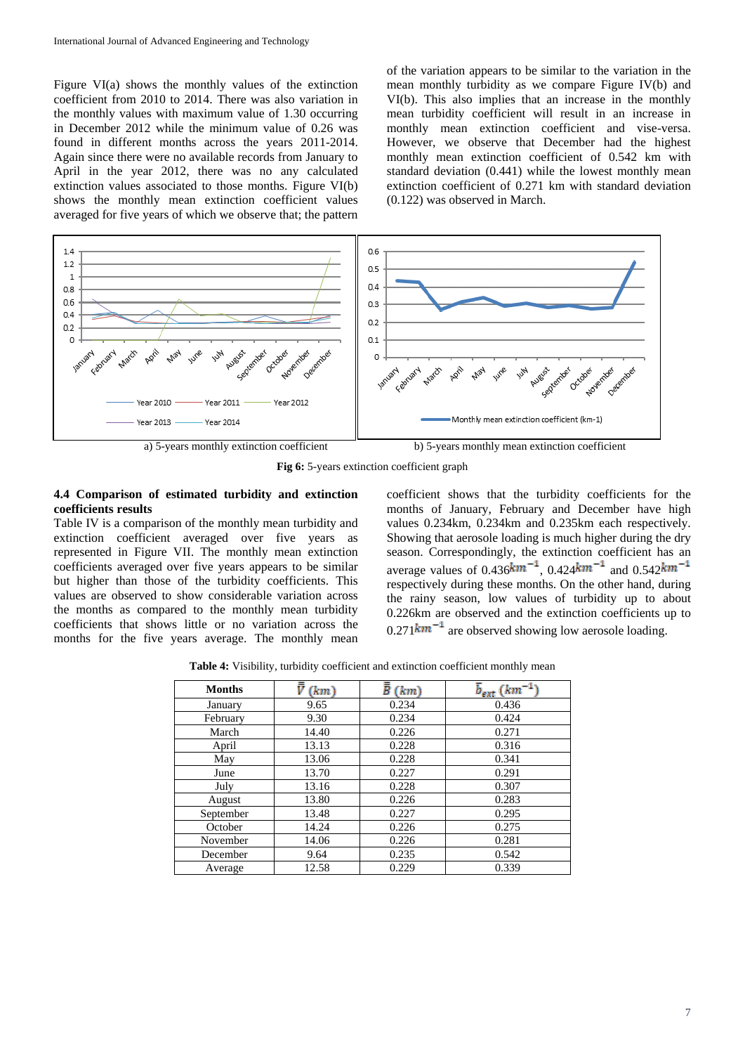Figure VI(a) shows the monthly values of the extinction coefficient from 2010 to 2014. There was also variation in the monthly values with maximum value of 1.30 occurring in December 2012 while the minimum value of 0.26 was found in different months across the years 2011-2014. Again since there were no available records from January to April in the year 2012, there was no any calculated extinction values associated to those months. Figure VI(b) shows the monthly mean extinction coefficient values averaged for five years of which we observe that; the pattern of the variation appears to be similar to the variation in the mean monthly turbidity as we compare Figure IV(b) and VI(b). This also implies that an increase in the monthly mean turbidity coefficient will result in an increase in monthly mean extinction coefficient and vise-versa. However, we observe that December had the highest monthly mean extinction coefficient of 0.542 km with standard deviation (0.441) while the lowest monthly mean extinction coefficient of 0.271 km with standard deviation (0.122) was observed in March.

a) 5-years monthly extinction coefficient

b) 5-years monthly mean extinction coefficient

**Fig 6:** 5-years extinction coefficient graph

### 4.4 Comparison of estimated turbidity and extinction coefficients results

Table IV is a comparison of the monthly mean turbidity and extinction coefficient averaged over five years as represented in Figure VII. The monthly mean extinction coefficients averaged over five years appears to be similar but higher than those of the turbidity coefficients. This values are observed to show considerable variation across the months as compared to the monthly mean turbidity coefficients that shows little or no variation across the months for the five years average. The monthly mean coefficient shows that the turbidity coefficients for the months of January, February and December have high values 0.234km, 0.234km and 0.235km each respectively. Showing that aerosole loading is much higher during the dry season. Correspondingly, the extinction coefficient has an average values of 0.436$km^{-1}$, 0.424$km^{-1}$ and 0.542$km^{-1}$ respectively during these months. On the other hand, during the rainy season, low values of turbidity up to about 0.226km are observed and the extinction coefficients up to 0.271$km^{-1}$ are observed showing low aerosole loading.

**Table 4:** Visibility, turbidity coefficient and extinction coefficient monthly mean

| Months | $\bar{\bar{V}}$ $(km)$ | $\bar{\bar{B}}$ $(km)$ | $\bar{b}_{ext}$ $(km^{-1})$ |
|---|---|---|---|
| January | 9.65 | 0.234 | 0.436 |
| February | 9.30 | 0.234 | 0.424 |
| March | 14.40 | 0.226 | 0.271 |
| April | 13.13 | 0.228 | 0.316 |
| May | 13.06 | 0.228 | 0.341 |
| June | 13.70 | 0.227 | 0.291 |
| July | 13.16 | 0.228 | 0.307 |
| August | 13.80 | 0.226 | 0.283 |
| September | 13.48 | 0.227 | 0.295 |
| October | 14.24 | 0.226 | 0.275 |
| November | 14.06 | 0.226 | 0.281 |
| December | 9.64 | 0.235 | 0.542 |
| Average | 12.58 | 0.229 | 0.339 |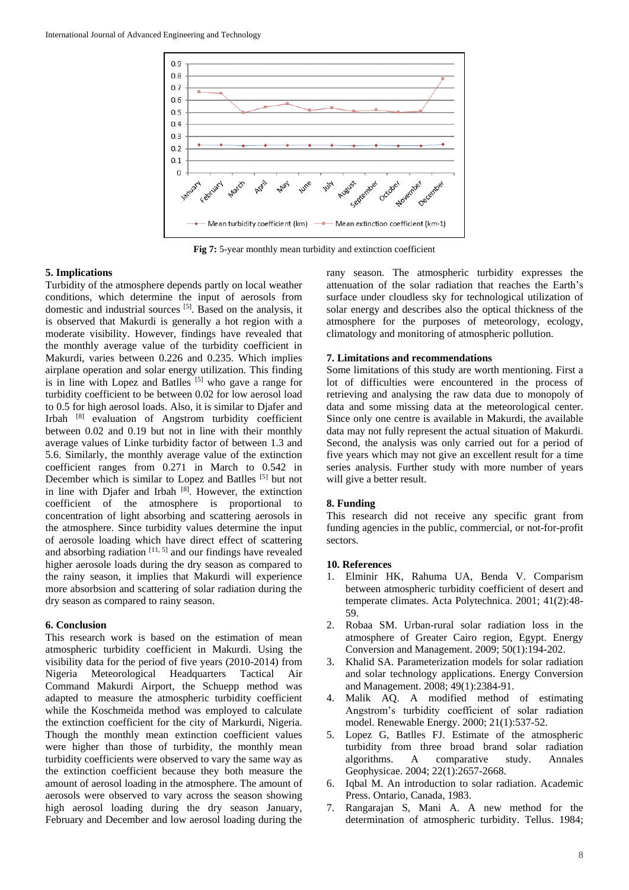Fig 7: 5-year monthly mean turbidity and extinction coefficient

## 5. Implications

Turbidity of the atmosphere depends partly on local weather conditions, which determine the input of aerosols from domestic and industrial sources [5]. Based on the analysis, it is observed that Makurdi is generally a hot region with a moderate visibility. However, findings have revealed that the monthly average value of the turbidity coefficient in Makurdi, varies between 0.226 and 0.235. Which implies airplane operation and solar energy utilization. This finding is in line with Lopez and Batlles [5] who gave a range for turbidity coefficient to be between 0.02 for low aerosol load to 0.5 for high aerosol loads. Also, it is similar to Djafer and Irbah [8] evaluation of Angstrom turbidity coefficient between 0.02 and 0.19 but not in line with their monthly average values of Linke turbidity factor of between 1.3 and 5.6. Similarly, the monthly average value of the extinction coefficient ranges from 0.271 in March to 0.542 in December which is similar to Lopez and Batlles [5] but not in line with Djafer and Irbah [8]. However, the extinction coefficient of the atmosphere is proportional to concentration of light absorbing and scattering aerosols in the atmosphere. Since turbidity values determine the input of aerosole loading which have direct effect of scattering and absorbing radiation [11, 5] and our findings have revealed higher aerosole loads during the dry season as compared to the rainy season, it implies that Makurdi will experience more absorbsion and scattering of solar radiation during the dry season as compared to rainy season.

## 6. Conclusion

This research work is based on the estimation of mean atmospheric turbidity coefficient in Makurdi. Using the visibility data for the period of five years (2010-2014) from Nigeria Meteorological Headquarters Tactical Air Command Makurdi Airport, the Schuepp method was adapted to measure the atmospheric turbidity coefficient while the Koschmeida method was employed to calculate the extinction coefficient for the city of Markurdi, Nigeria. Though the monthly mean extinction coefficient values were higher than those of turbidity, the monthly mean turbidity coefficients were observed to vary the same way as the extinction coefficient because they both measure the amount of aerosol loading in the atmosphere. The amount of aerosols were observed to vary across the season showing high aerosol loading during the dry season January, February and December and low aerosol loading during the rany season. The atmospheric turbidity expresses the attenuation of the solar radiation that reaches the Earth's surface under cloudless sky for technological utilization of solar energy and describes also the optical thickness of the atmosphere for the purposes of meteorology, ecology, climatology and monitoring of atmospheric pollution.

## 7. Limitations and recommendations

Some limitations of this study are worth mentioning. First a lot of difficulties were encountered in the process of retrieving and analysing the raw data due to monopoly of data and some missing data at the meteorological center. Since only one centre is available in Makurdi, the available data may not fully represent the actual situation of Makurdi. Second, the analysis was only carried out for a period of five years which may not give an excellent result for a time series analysis. Further study with more number of years will give a better result.

## 8. Funding

This research did not receive any specific grant from funding agencies in the public, commercial, or not-for-profit sectors.

## 10. References

1. Elminir HK, Rahuma UA, Benda V. Comparism between atmospheric turbidity coefficient of desert and temperate climates. Acta Polytechnica. 2001; 41(2):48-59.
2. Robaa SM. Urban-rural solar radiation loss in the atmosphere of Greater Cairo region, Egypt. Energy Conversion and Management. 2009; 50(1):194-202.
3. Khalid SA. Parameterization models for solar radiation and solar technology applications. Energy Conversion and Management. 2008; 49(1):2384-91.
4. Malik AQ. A modified method of estimating Angstrom's turbidity coefficient of solar radiation model. Renewable Energy. 2000; 21(1):537-52.
5. Lopez G, Batlles FJ. Estimate of the atmospheric turbidity from three broad brand solar radiation algorithms. A comparative study. Annales Geophysicae. 2004; 22(1):2657-2668.
6. Iqbal M. An introduction to solar radiation. Academic Press. Ontario, Canada, 1983.
7. Rangarajan S, Mani A. A new method for the determination of atmospheric turbidity. Tellus. 1984;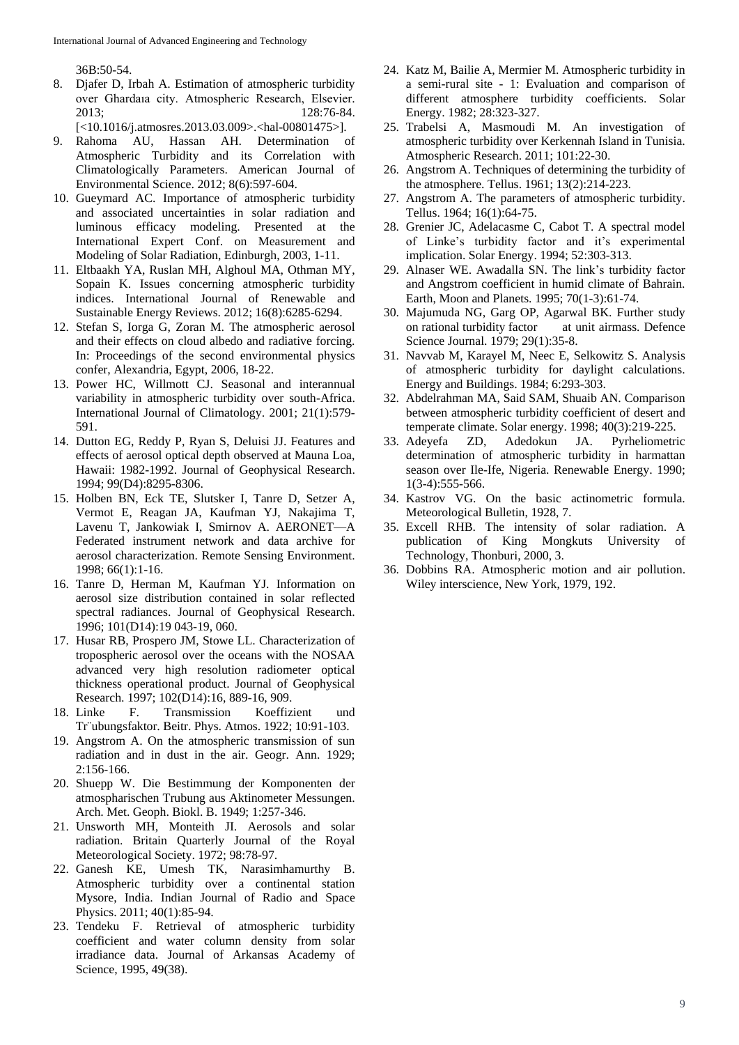36B:50-54.

8. Djafer D, Irbah A. Estimation of atmospheric turbidity over Ghardaıa city. Atmospheric Research, Elsevier. 2013; 128:76-84. [<10.1016/j.atmosres.2013.03.009>.<hal-00801475>].
9. Rahoma AU, Hassan AH. Determination of Atmospheric Turbidity and its Correlation with Climatologically Parameters. American Journal of Environmental Science. 2012; 8(6):597-604.
10. Gueymard AC. Importance of atmospheric turbidity and associated uncertainties in solar radiation and luminous efficacy modeling. Presented at the International Expert Conf. on Measurement and Modeling of Solar Radiation, Edinburgh, 2003, 1-11.
11. Eltbaakh YA, Ruslan MH, Alghoul MA, Othman MY, Sopain K. Issues concerning atmospheric turbidity indices. International Journal of Renewable and Sustainable Energy Reviews. 2012; 16(8):6285-6294.
12. Stefan S, Iorga G, Zoran M. The atmospheric aerosol and their effects on cloud albedo and radiative forcing. In: Proceedings of the second environmental physics confer, Alexandria, Egypt, 2006, 18-22.
13. Power HC, Willmott CJ. Seasonal and interannual variability in atmospheric turbidity over south-Africa. International Journal of Climatology. 2001; 21(1):579-591.
14. Dutton EG, Reddy P, Ryan S, Deluisi JJ. Features and effects of aerosol optical depth observed at Mauna Loa, Hawaii: 1982-1992. Journal of Geophysical Research. 1994; 99(D4):8295-8306.
15. Holben BN, Eck TE, Slutsker I, Tanre D, Setzer A, Vermot E, Reagan JA, Kaufman YJ, Nakajima T, Lavenu T, Jankowiak I, Smirnov A. AERONET—A Federated instrument network and data archive for aerosol characterization. Remote Sensing Environment. 1998; 66(1):1-16.
16. Tanre D, Herman M, Kaufman YJ. Information on aerosol size distribution contained in solar reflected spectral radiances. Journal of Geophysical Research. 1996; 101(D14):19 043-19, 060.
17. Husar RB, Prospero JM, Stowe LL. Characterization of tropospheric aerosol over the oceans with the NOSAA advanced very high resolution radiometer optical thickness operational product. Journal of Geophysical Research. 1997; 102(D14):16, 889-16, 909.
18. Linke F. Transmission Koeffizient und Tr¨ubungsfaktor. Beitr. Phys. Atmos. 1922; 10:91-103.
19. Angstrom A. On the atmospheric transmission of sun radiation and in dust in the air. Geogr. Ann. 1929; 2:156-166.
20. Shuepp W. Die Bestimmung der Komponenten der atmospharischen Trubung aus Aktinometer Messungen. Arch. Met. Geoph. Biokl. B. 1949; 1:257-346.
21. Unsworth MH, Monteith JI. Aerosols and solar radiation. Britain Quarterly Journal of the Royal Meteorological Society. 1972; 98:78-97.
22. Ganesh KE, Umesh TK, Narasimhamurthy B. Atmospheric turbidity over a continental station Mysore, India. Indian Journal of Radio and Space Physics. 2011; 40(1):85-94.
23. Tendeku F. Retrieval of atmospheric turbidity coefficient and water column density from solar irradiance data. Journal of Arkansas Academy of Science, 1995, 49(38).
24. Katz M, Bailie A, Mermier M. Atmospheric turbidity in a semi-rural site - 1: Evaluation and comparison of different atmosphere turbidity coefficients. Solar Energy. 1982; 28:323-327.
25. Trabelsi A, Masmoudi M. An investigation of atmospheric turbidity over Kerkennah Island in Tunisia. Atmospheric Research. 2011; 101:22-30.
26. Angstrom A. Techniques of determining the turbidity of the atmosphere. Tellus. 1961; 13(2):214-223.
27. Angstrom A. The parameters of atmospheric turbidity. Tellus. 1964; 16(1):64-75.
28. Grenier JC, Adelacasme C, Cabot T. A spectral model of Linke's turbidity factor and it's experimental implication. Solar Energy. 1994; 52:303-313.
29. Alnaser WE. Awadalla SN. The link's turbidity factor and Angstrom coefficient in humid climate of Bahrain. Earth, Moon and Planets. 1995; 70(1-3):61-74.
30. Majumuda NG, Garg OP, Agarwal BK. Further study on rational turbidity factor at unit airmass. Defence Science Journal. 1979; 29(1):35-8.
31. Navvab M, Karayel M, Neec E, Selkowitz S. Analysis of atmospheric turbidity for daylight calculations. Energy and Buildings. 1984; 6:293-303.
32. Abdelrahman MA, Said SAM, Shuaib AN. Comparison between atmospheric turbidity coefficient of desert and temperate climate. Solar energy. 1998; 40(3):219-225.
33. Adeyefa ZD, Adedokun JA. Pyrheliometric determination of atmospheric turbidity in harmattan season over Ile-Ife, Nigeria. Renewable Energy. 1990; 1(3-4):555-566.
34. Kastrov VG. On the basic actinometric formula. Meteorological Bulletin, 1928, 7.
35. Excell RHB. The intensity of solar radiation. A publication of King Mongkuts University of Technology, Thonburi, 2000, 3.
36. Dobbins RA. Atmospheric motion and air pollution. Wiley interscience, New York, 1979, 192.